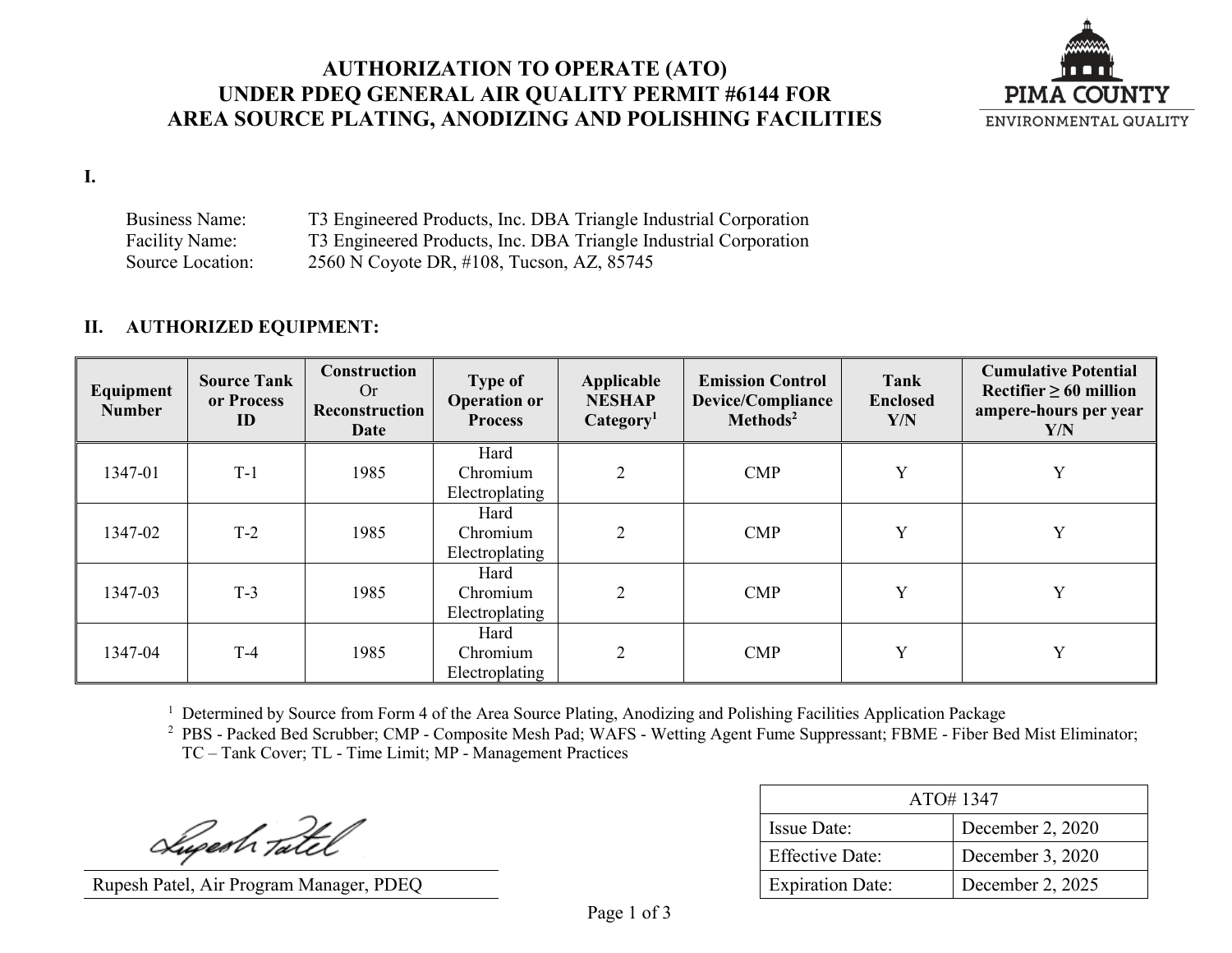# AUTHORIZATION TO OPERATE (ATO) UNDER PDEQ GENERAL AIR QUALITY PERMIT #6144 FOR AREA SOURCE PLATING, ANODIZING AND POLISHING FACILITIES

PIMA COUNTY
ENVIRONMENTAL QUALITY

## I.

Business Name: T3 Engineered Products, Inc. DBA Triangle Industrial Corporation
Facility Name: T3 Engineered Products, Inc. DBA Triangle Industrial Corporation
Source Location: 2560 N Coyote DR, #108, Tucson, AZ, 85745

## II. AUTHORIZED EQUIPMENT:

| Equipment Number | Source Tank or Process ID | Construction Or Reconstruction Date | Type of Operation or Process | Applicable NESHAP Category[1] | Emission Control Device/Compliance Methods[2] | Tank Enclosed Y/N | Cumulative Potential Rectifier ≥ 60 million ampere-hours per year Y/N |
|---|---|---|---|---|---|---|---|
| 1347-01 | T-1 | 1985 | Hard Chromium Electroplating | 2 | CMP | Y | Y |
| 1347-02 | T-2 | 1985 | Hard Chromium Electroplating | 2 | CMP | Y | Y |
| 1347-03 | T-3 | 1985 | Hard Chromium Electroplating | 2 | CMP | Y | Y |
| 1347-04 | T-4 | 1985 | Hard Chromium Electroplating | 2 | CMP | Y | Y |

[1] Determined by Source from Form 4 of the Area Source Plating, Anodizing and Polishing Facilities Application Package
[2] PBS - Packed Bed Scrubber; CMP - Composite Mesh Pad; WAFS - Wetting Agent Fume Suppressant; FBME - Fiber Bed Mist Eliminator; TC – Tank Cover; TL - Time Limit; MP - Management Practices

Rupesh Patel, Air Program Manager, PDEQ

| ATO# 1347 | |
|---|---|
| Issue Date: | December 2, 2020 |
| Effective Date: | December 3, 2020 |
| Expiration Date: | December 2, 2025 |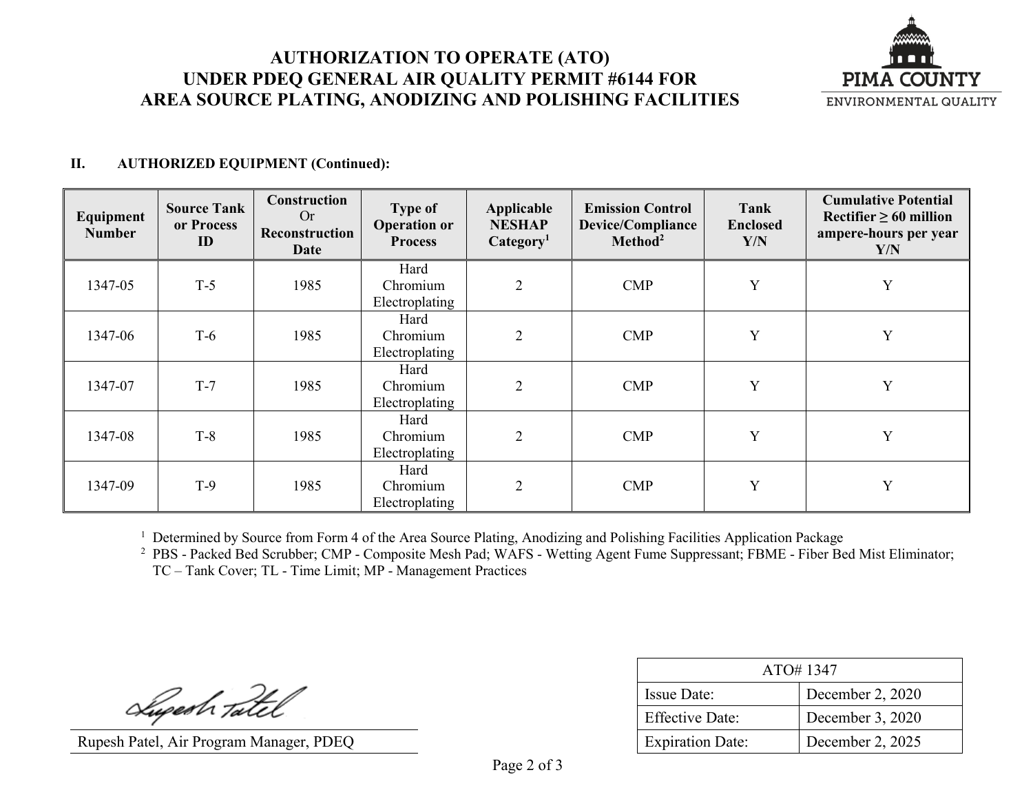# AUTHORIZATION TO OPERATE (ATO) UNDER PDEQ GENERAL AIR QUALITY PERMIT #6144 FOR AREA SOURCE PLATING, ANODIZING AND POLISHING FACILITIES

PIMA COUNTY
ENVIRONMENTAL QUALITY

**II. AUTHORIZED EQUIPMENT (Continued):**

| Equipment Number | Source Tank or Process ID | Construction Or Reconstruction Date | Type of Operation or Process | Applicable NESHAP Category[1] | Emission Control Device/Compliance Method[2] | Tank Enclosed Y/N | Cumulative Potential Rectifier ≥ 60 million ampere-hours per year Y/N |
|---|---|---|---|---|---|---|---|
| 1347-05 | T-5 | 1985 | Hard Chromium Electroplating | 2 | CMP | Y | Y |
| 1347-06 | T-6 | 1985 | Hard Chromium Electroplating | 2 | CMP | Y | Y |
| 1347-07 | T-7 | 1985 | Hard Chromium Electroplating | 2 | CMP | Y | Y |
| 1347-08 | T-8 | 1985 | Hard Chromium Electroplating | 2 | CMP | Y | Y |
| 1347-09 | T-9 | 1985 | Hard Chromium Electroplating | 2 | CMP | Y | Y |

[1] Determined by Source from Form 4 of the Area Source Plating, Anodizing and Polishing Facilities Application Package

[2] PBS - Packed Bed Scrubber; CMP - Composite Mesh Pad; WAFS - Wetting Agent Fume Suppressant; FBME - Fiber Bed Mist Eliminator; TC – Tank Cover; TL - Time Limit; MP - Management Practices

Rupesh Patel, Air Program Manager, PDEQ

| ATO# 1347 | |
|---|---|
| Issue Date: | December 2, 2020 |
| Effective Date: | December 3, 2020 |
| Expiration Date: | December 2, 2025 |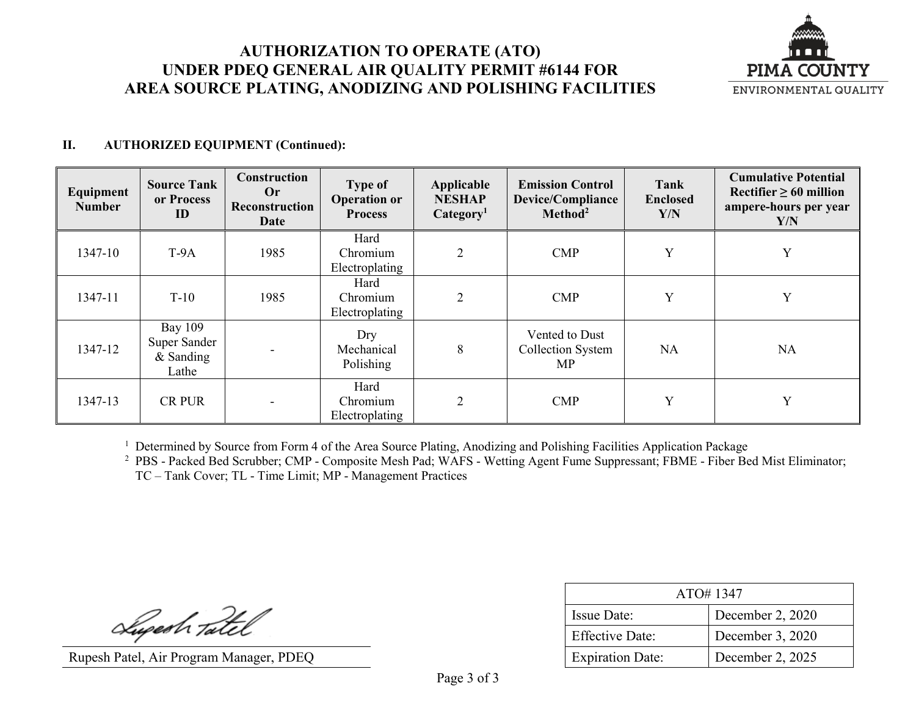# AUTHORIZATION TO OPERATE (ATO) UNDER PDEQ GENERAL AIR QUALITY PERMIT #6144 FOR AREA SOURCE PLATING, ANODIZING AND POLISHING FACILITIES

PIMA COUNTY
ENVIRONMENTAL QUALITY

## II. AUTHORIZED EQUIPMENT (Continued):

| Equipment Number | Source Tank or Process ID | Construction Or Reconstruction Date | Type of Operation or Process | Applicable NESHAP Category[1] | Emission Control Device/Compliance Method[2] | Tank Enclosed Y/N | Cumulative Potential Rectifier ≥ 60 million ampere-hours per year Y/N |
|---|---|---|---|---|---|---|---|
| 1347-10 | T-9A | 1985 | Hard Chromium Electroplating | 2 | CMP | Y | Y |
| 1347-11 | T-10 | 1985 | Hard Chromium Electroplating | 2 | CMP | Y | Y |
| 1347-12 | Bay 109 Super Sander & Sanding Lathe | - | Dry Mechanical Polishing | 8 | Vented to Dust Collection System MP | NA | NA |
| 1347-13 | CR PUR | - | Hard Chromium Electroplating | 2 | CMP | Y | Y |

[1] Determined by Source from Form 4 of the Area Source Plating, Anodizing and Polishing Facilities Application Package

[2] PBS - Packed Bed Scrubber; CMP - Composite Mesh Pad; WAFS - Wetting Agent Fume Suppressant; FBME - Fiber Bed Mist Eliminator; TC – Tank Cover; TL - Time Limit; MP - Management Practices

Rupesh Patel, Air Program Manager, PDEQ

| ATO# 1347 | |
|---|---|
| Issue Date: | December 2, 2020 |
| Effective Date: | December 3, 2020 |
| Expiration Date: | December 2, 2025 |